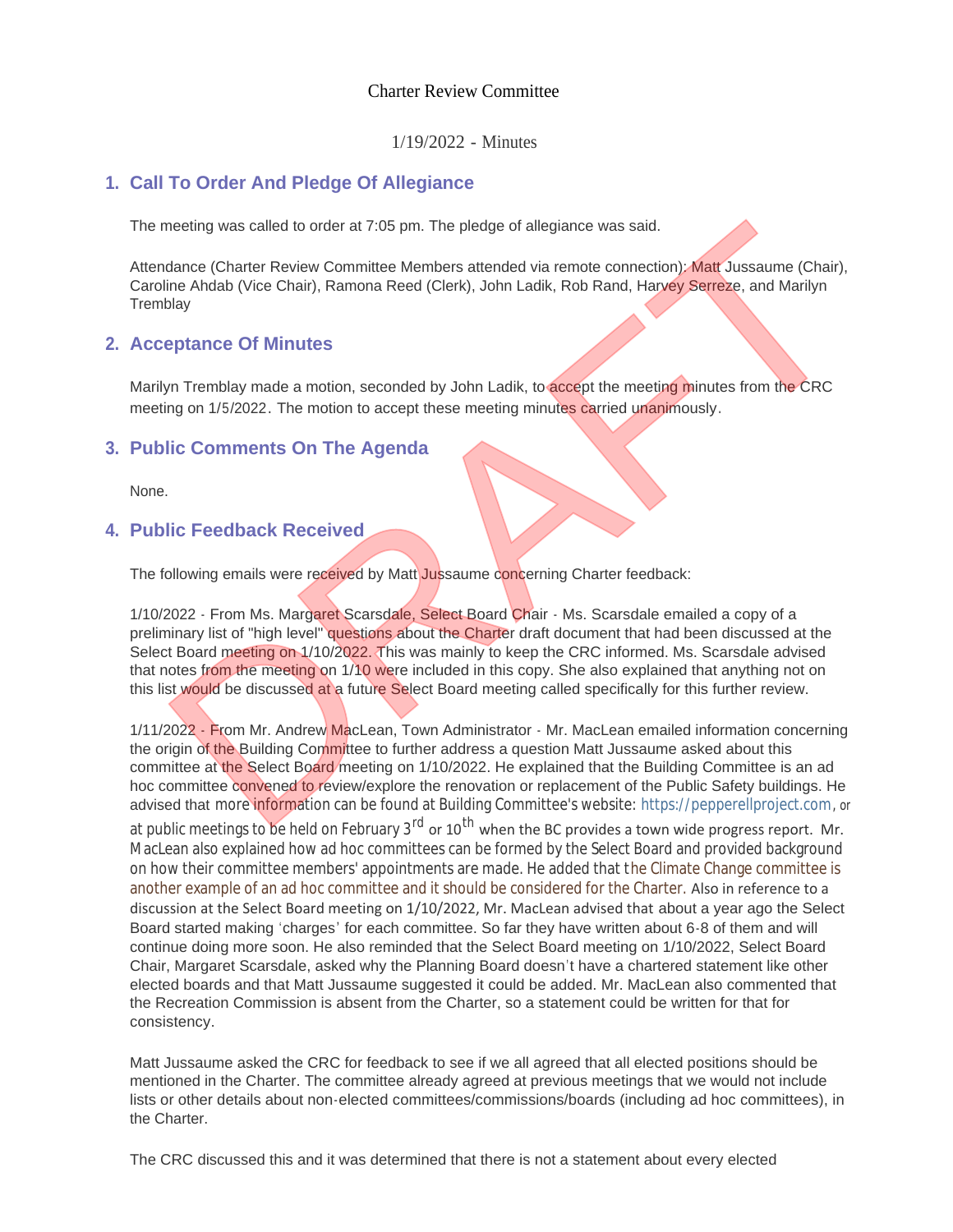Charter Review Committee

1/19/2022 - Minutes

## 1. Call To Order And Pledge Of Allegiance

The meeting was called to order at 7:05 pm. The pledge of allegiance was said.

Attendance (Charter Review Committee Members attended via remote connection): Matt Jussaume (Chair), Caroline Ahdab (Vice Chair), Ramona Reed (Clerk), John Ladik, Rob Rand, Harvey Serreze, and Marilyn Tremblay

## 2. Acceptance Of Minutes

Marilyn Tremblay made a motion, seconded by John Ladik, to accept the meeting minutes from the CRC meeting on 1/5/2022. The motion to accept these meeting minutes carried unanimously.

## 3. Public Comments On The Agenda

None.

## 4. Public Feedback Received

The following emails were received by Matt Jussaume concerning Charter feedback:

1/10/2022 - From Ms. Margaret Scarsdale, Select Board Chair - Ms. Scarsdale emailed a copy of a preliminary list of "high level" questions about the Charter draft document that had been discussed at the Select Board meeting on 1/10/2022. This was mainly to keep the CRC informed. Ms. Scarsdale advised that notes from the meeting on 1/10 were included in this copy. She also explained that anything not on this list would be discussed at a future Select Board meeting called specifically for this further review.

1/11/2022 - From Mr. Andrew MacLean, Town Administrator - Mr. MacLean emailed information concerning the origin of the Building Committee to further address a question Matt Jussaume asked about this committee at the Select Board meeting on 1/10/2022. He explained that the Building Committee is an ad hoc committee convened to review/explore the renovation or replacement of the Public Safety buildings. He advised that more information can be found at Building Committee's website: https://pepperellproject.com, or at public meetings to be held on February 3rd or 10th when the BC provides a town wide progress report. Mr. MacLean also explained how ad hoc committees can be formed by the Select Board and provided background on how their committee members' appointments are made. He added that the Climate Change committee is another example of an ad hoc committee and it should be considered for the Charter. Also in reference to a discussion at the Select Board meeting on 1/10/2022, Mr. MacLean advised that about a year ago the Select Board started making 'charges' for each committee. So far they have written about 6-8 of them and will continue doing more soon. He also reminded that the Select Board meeting on 1/10/2022, Select Board Chair, Margaret Scarsdale, asked why the Planning Board doesn't have a chartered statement like other elected boards and that Matt Jussaume suggested it could be added. Mr. MacLean also commented that the Recreation Commission is absent from the Charter, so a statement could be written for that for consistency.

Matt Jussaume asked the CRC for feedback to see if we all agreed that all elected positions should be mentioned in the Charter. The committee already agreed at previous meetings that we would not include lists or other details about non-elected committees/commissions/boards (including ad hoc committees), in the Charter.

The CRC discussed this and it was determined that there is not a statement about every elected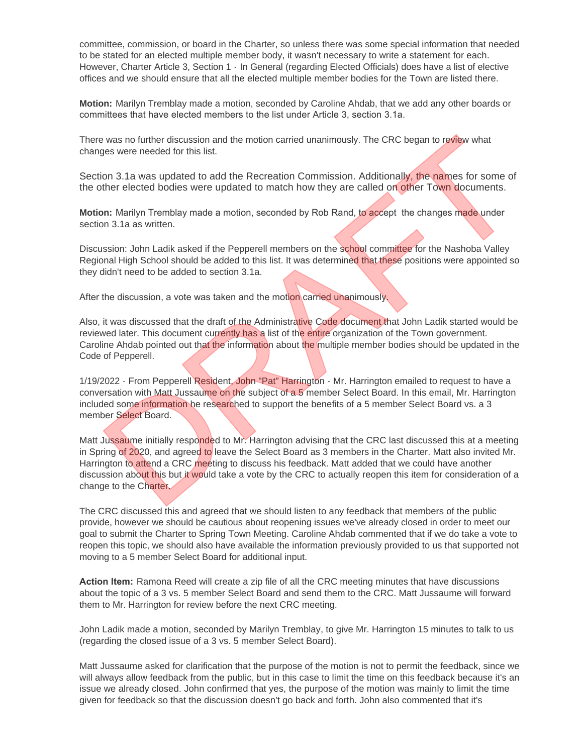committee, commission, or board in the Charter, so unless there was some special information that needed to be stated for an elected multiple member body, it wasn't necessary to write a statement for each. However, Charter Article 3, Section 1 - In General (regarding Elected Officials) does have a list of elective offices and we should ensure that all the elected multiple member bodies for the Town are listed there.

**Motion:** Marilyn Tremblay made a motion, seconded by Caroline Ahdab, that we add any other boards or committees that have elected members to the list under Article 3, section 3.1a.

There was no further discussion and the motion carried unanimously. The CRC began to review what changes were needed for this list.

Section 3.1a was updated to add the Recreation Commission. Additionally, the names for some of the other elected bodies were updated to match how they are called on other Town documents.

**Motion:** Marilyn Tremblay made a motion, seconded by Rob Rand, to accept the changes made under section 3.1a as written.

Discussion: John Ladik asked if the Pepperell members on the school committee for the Nashoba Valley Regional High School should be added to this list. It was determined that these positions were appointed so they didn't need to be added to section 3.1a.

After the discussion, a vote was taken and the motion carried unanimously.

Also, it was discussed that the draft of the Administrative Code document that John Ladik started would be reviewed later. This document currently has a list of the entire organization of the Town government. Caroline Ahdab pointed out that the information about the multiple member bodies should be updated in the Code of Pepperell.

1/19/2022 - From Pepperell Resident, John "Pat" Harrington - Mr. Harrington emailed to request to have a conversation with Matt Jussaume on the subject of a 5 member Select Board. In this email, Mr. Harrington included some information he researched to support the benefits of a 5 member Select Board vs. a 3 member Select Board.

Matt Jussaume initially responded to Mr. Harrington advising that the CRC last discussed this at a meeting in Spring of 2020, and agreed to leave the Select Board as 3 members in the Charter. Matt also invited Mr. Harrington to attend a CRC meeting to discuss his feedback. Matt added that we could have another discussion about this but it would take a vote by the CRC to actually reopen this item for consideration of a change to the Charter.

The CRC discussed this and agreed that we should listen to any feedback that members of the public provide, however we should be cautious about reopening issues we've already closed in order to meet our goal to submit the Charter to Spring Town Meeting. Caroline Ahdab commented that if we do take a vote to reopen this topic, we should also have available the information previously provided to us that supported not moving to a 5 member Select Board for additional input.

**Action Item:** Ramona Reed will create a zip file of all the CRC meeting minutes that have discussions about the topic of a 3 vs. 5 member Select Board and send them to the CRC. Matt Jussaume will forward them to Mr. Harrington for review before the next CRC meeting.

John Ladik made a motion, seconded by Marilyn Tremblay, to give Mr. Harrington 15 minutes to talk to us (regarding the closed issue of a 3 vs. 5 member Select Board).

Matt Jussaume asked for clarification that the purpose of the motion is not to permit the feedback, since we will always allow feedback from the public, but in this case to limit the time on this feedback because it's an issue we already closed. John confirmed that yes, the purpose of the motion was mainly to limit the time given for feedback so that the discussion doesn't go back and forth. John also commented that it's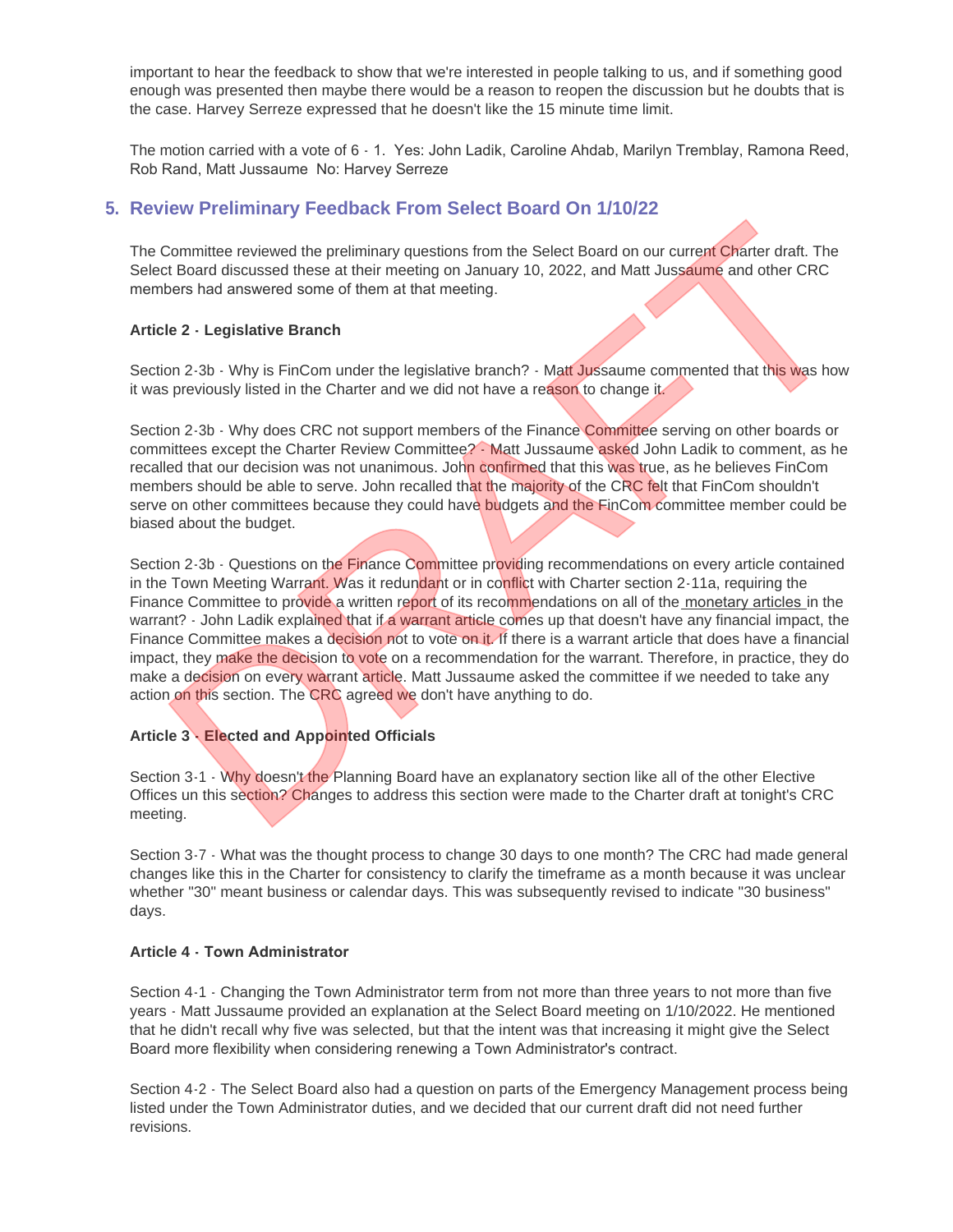important to hear the feedback to show that we're interested in people talking to us, and if something good enough was presented then maybe there would be a reason to reopen the discussion but he doubts that is the case. Harvey Serreze expressed that he doesn't like the 15 minute time limit.

The motion carried with a vote of 6 - 1. Yes: John Ladik, Caroline Ahdab, Marilyn Tremblay, Ramona Reed, Rob Rand, Matt Jussaume No: Harvey Serreze

## 5. Review Preliminary Feedback From Select Board On 1/10/22

The Committee reviewed the preliminary questions from the Select Board on our current Charter draft. The Select Board discussed these at their meeting on January 10, 2022, and Matt Jussaume and other CRC members had answered some of them at that meeting.

**Article 2 - Legislative Branch**

Section 2-3b - Why is FinCom under the legislative branch? - Matt Jussaume commented that this was how it was previously listed in the Charter and we did not have a reason to change it.

Section 2-3b - Why does CRC not support members of the Finance Committee serving on other boards or committees except the Charter Review Committee? - Matt Jussaume asked John Ladik to comment, as he recalled that our decision was not unanimous. John confirmed that this was true, as he believes FinCom members should be able to serve. John recalled that the majority of the CRC felt that FinCom shouldn't serve on other committees because they could have budgets and the FinCom committee member could be biased about the budget.

Section 2-3b - Questions on the Finance Committee providing recommendations on every article contained in the Town Meeting Warrant. Was it redundant or in conflict with Charter section 2-11a, requiring the Finance Committee to provide a written report of its recommendations on all of the monetary articles in the warrant? - John Ladik explained that if a warrant article comes up that doesn't have any financial impact, the Finance Committee makes a decision not to vote on it. If there is a warrant article that does have a financial impact, they make the decision to vote on a recommendation for the warrant. Therefore, in practice, they do make a decision on every warrant article. Matt Jussaume asked the committee if we needed to take any action on this section. The CRC agreed we don't have anything to do.

**Article 3 - Elected and Appointed Officials**

Section 3-1 - Why doesn't the Planning Board have an explanatory section like all of the other Elective Offices un this section? Changes to address this section were made to the Charter draft at tonight's CRC meeting.

Section 3-7 - What was the thought process to change 30 days to one month? The CRC had made general changes like this in the Charter for consistency to clarify the timeframe as a month because it was unclear whether "30" meant business or calendar days. This was subsequently revised to indicate "30 business" days.

**Article 4 - Town Administrator**

Section 4-1 - Changing the Town Administrator term from not more than three years to not more than five years - Matt Jussaume provided an explanation at the Select Board meeting on 1/10/2022. He mentioned that he didn't recall why five was selected, but that the intent was that increasing it might give the Select Board more flexibility when considering renewing a Town Administrator's contract.

Section 4-2 - The Select Board also had a question on parts of the Emergency Management process being listed under the Town Administrator duties, and we decided that our current draft did not need further revisions.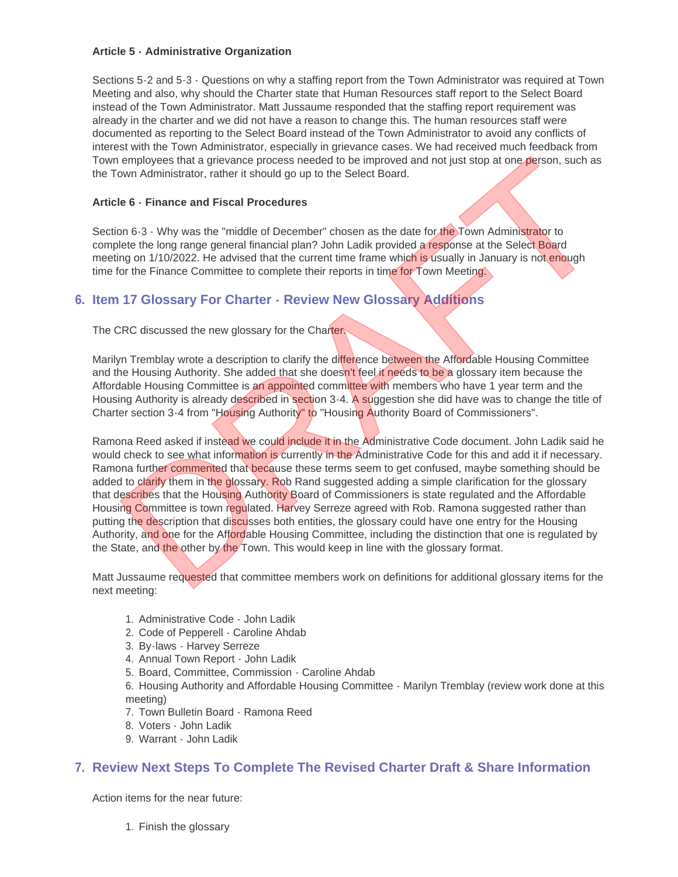**Article 5 - Administrative Organization**

Sections 5-2 and 5-3 - Questions on why a staffing report from the Town Administrator was required at Town Meeting and also, why should the Charter state that Human Resources staff report to the Select Board instead of the Town Administrator. Matt Jussaume responded that the staffing report requirement was already in the charter and we did not have a reason to change this. The human resources staff were documented as reporting to the Select Board instead of the Town Administrator to avoid any conflicts of interest with the Town Administrator, especially in grievance cases. We had received much feedback from Town employees that a grievance process needed to be improved and not just stop at one person, such as the Town Administrator, rather it should go up to the Select Board.

**Article 6 - Finance and Fiscal Procedures**

Section 6-3 - Why was the "middle of December" chosen as the date for the Town Administrator to complete the long range general financial plan? John Ladik provided a response at the Select Board meeting on 1/10/2022. He advised that the current time frame which is usually in January is not enough time for the Finance Committee to complete their reports in time for Town Meeting.

## 6. Item 17 Glossary For Charter - Review New Glossary Additions

The CRC discussed the new glossary for the Charter.

Marilyn Tremblay wrote a description to clarify the difference between the Affordable Housing Committee and the Housing Authority. She added that she doesn't feel it needs to be a glossary item because the Affordable Housing Committee is an appointed committee with members who have 1 year term and the Housing Authority is already described in section 3-4. A suggestion she did have was to change the title of Charter section 3-4 from "Housing Authority" to "Housing Authority Board of Commissioners".

Ramona Reed asked if instead we could include it in the Administrative Code document. John Ladik said he would check to see what information is currently in the Administrative Code for this and add it if necessary. Ramona further commented that because these terms seem to get confused, maybe something should be added to clarify them in the glossary. Rob Rand suggested adding a simple clarification for the glossary that describes that the Housing Authority Board of Commissioners is state regulated and the Affordable Housing Committee is town regulated. Harvey Serreze agreed with Rob. Ramona suggested rather than putting the description that discusses both entities, the glossary could have one entry for the Housing Authority, and one for the Affordable Housing Committee, including the distinction that one is regulated by the State, and the other by the Town. This would keep in line with the glossary format.

Matt Jussaume requested that committee members work on definitions for additional glossary items for the next meeting:

1. Administrative Code - John Ladik
2. Code of Pepperell - Caroline Ahdab
3. By-laws - Harvey Serreze
4. Annual Town Report - John Ladik
5. Board, Committee, Commission - Caroline Ahdab
6. Housing Authority and Affordable Housing Committee - Marilyn Tremblay (review work done at this meeting)
7. Town Bulletin Board - Ramona Reed
8. Voters - John Ladik
9. Warrant - John Ladik

## 7. Review Next Steps To Complete The Revised Charter Draft & Share Information

Action items for the near future:

1. Finish the glossary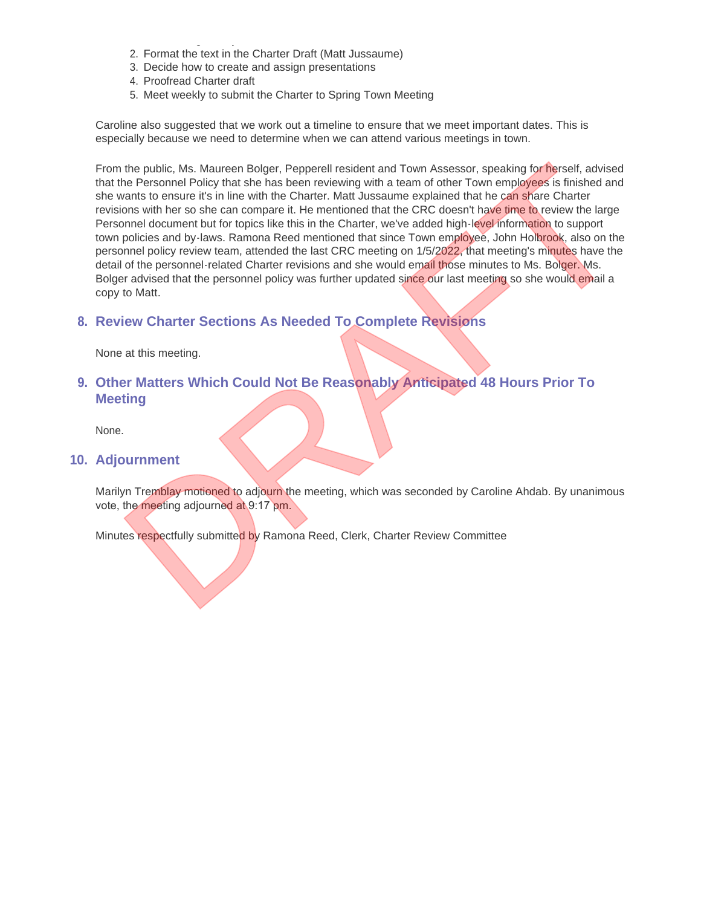2. Format the text in the Charter Draft (Matt Jussaume)
3. Decide how to create and assign presentations
4. Proofread Charter draft
5. Meet weekly to submit the Charter to Spring Town Meeting

Caroline also suggested that we work out a timeline to ensure that we meet important dates. This is especially because we need to determine when we can attend various meetings in town.

From the public, Ms. Maureen Bolger, Pepperell resident and Town Assessor, speaking for herself, advised that the Personnel Policy that she has been reviewing with a team of other Town employees is finished and she wants to ensure it's in line with the Charter. Matt Jussaume explained that he can share Charter revisions with her so she can compare it. He mentioned that the CRC doesn't have time to review the large Personnel document but for topics like this in the Charter, we've added high-level information to support town policies and by-laws. Ramona Reed mentioned that since Town employee, John Holbrook, also on the personnel policy review team, attended the last CRC meeting on 1/5/2022, that meeting's minutes have the detail of the personnel-related Charter revisions and she would email those minutes to Ms. Bolger. Ms. Bolger advised that the personnel policy was further updated since our last meeting so she would email a copy to Matt.

## 8. Review Charter Sections As Needed To Complete Revisions

None at this meeting.

## 9. Other Matters Which Could Not Be Reasonably Anticipated 48 Hours Prior To Meeting

None.

## 10. Adjournment

Marilyn Tremblay motioned to adjourn the meeting, which was seconded by Caroline Ahdab. By unanimous vote, the meeting adjourned at 9:17 pm.

Minutes respectfully submitted by Ramona Reed, Clerk, Charter Review Committee